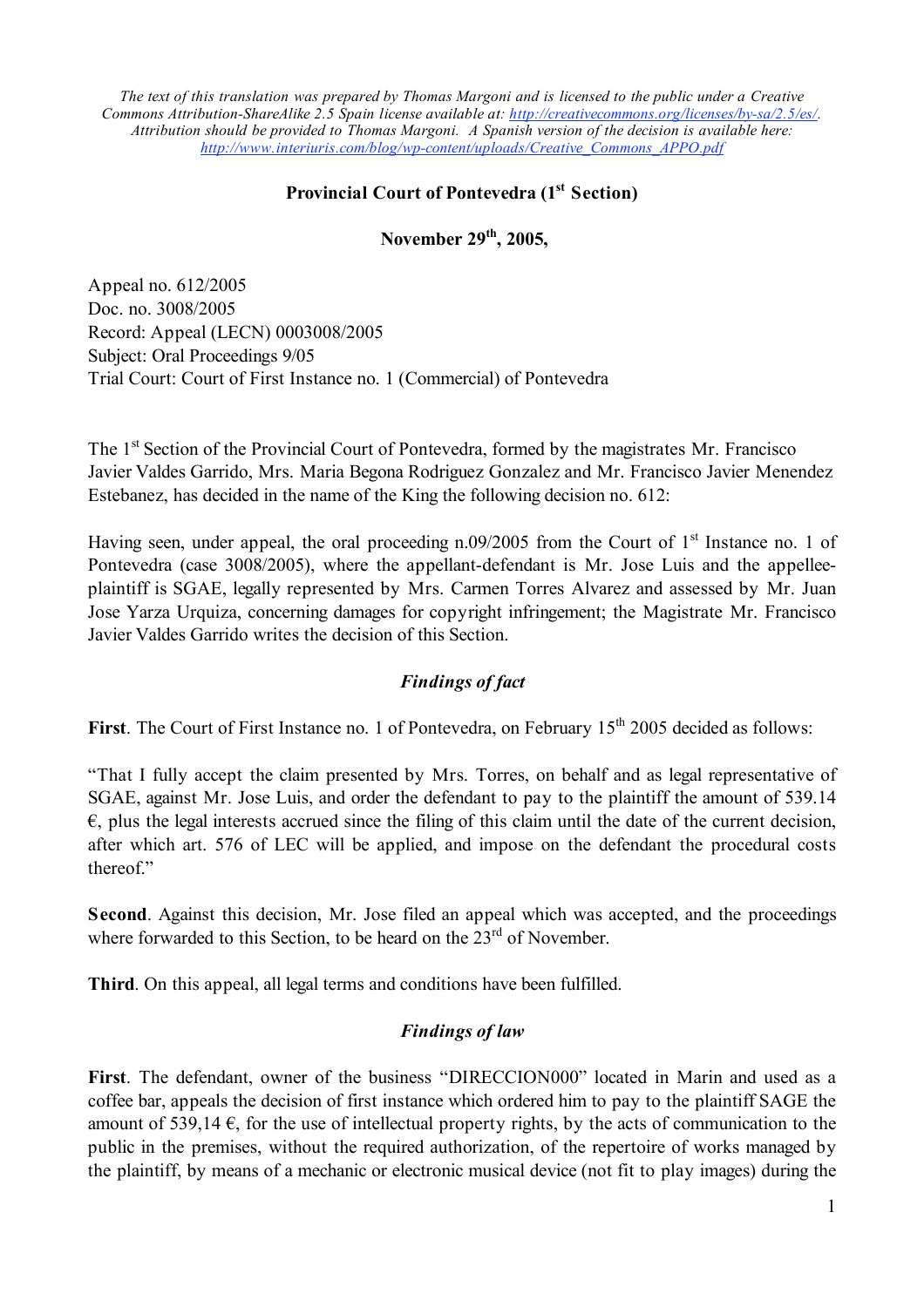*The text of this translation was prepared by Thomas Margoni and is licensed to the public under a Creative Commons Attribution-ShareAlike 2.5 Spain license available at: http://creativecommons.org/licenses/by-sa/2.5/es/. Attribution should be provided to Thomas Margoni. A Spanish version of the decision is available here: http://www.interiuris.com/blog/wp-content/uploads/Creative_Commons_APPO.pdf*

**Provincial Court of Pontevedra (1st Section)**

**November 29th, 2005,**

Appeal no. 612/2005
Doc. no. 3008/2005
Record: Appeal (LECN) 0003008/2005
Subject: Oral Proceedings 9/05
Trial Court: Court of First Instance no. 1 (Commercial) of Pontevedra

The 1st Section of the Provincial Court of Pontevedra, formed by the magistrates Mr. Francisco Javier Valdes Garrido, Mrs. Maria Begona Rodriguez Gonzalez and Mr. Francisco Javier Menendez Estebanez, has decided in the name of the King the following decision no. 612:

Having seen, under appeal, the oral proceeding n.09/2005 from the Court of 1st Instance no. 1 of Pontevedra (case 3008/2005), where the appellant-defendant is Mr. Jose Luis and the appellee-plaintiff is SGAE, legally represented by Mrs. Carmen Torres Alvarez and assessed by Mr. Juan Jose Yarza Urquiza, concerning damages for copyright infringement; the Magistrate Mr. Francisco Javier Valdes Garrido writes the decision of this Section.

## *Findings of fact*

**First**. The Court of First Instance no. 1 of Pontevedra, on February 15th 2005 decided as follows:

"That I fully accept the claim presented by Mrs. Torres, on behalf and as legal representative of SGAE, against Mr. Jose Luis, and order the defendant to pay to the plaintiff the amount of 539.14 €, plus the legal interests accrued since the filing of this claim until the date of the current decision, after which art. 576 of LEC will be applied, and impose on the defendant the procedural costs thereof."

**Second**. Against this decision, Mr. Jose filed an appeal which was accepted, and the proceedings where forwarded to this Section, to be heard on the 23rd of November.

**Third**. On this appeal, all legal terms and conditions have been fulfilled.

## *Findings of law*

**First**. The defendant, owner of the business "DIRECCION000" located in Marin and used as a coffee bar, appeals the decision of first instance which ordered him to pay to the plaintiff SAGE the amount of 539,14 €, for the use of intellectual property rights, by the acts of communication to the public in the premises, without the required authorization, of the repertoire of works managed by the plaintiff, by means of a mechanic or electronic musical device (not fit to play images) during the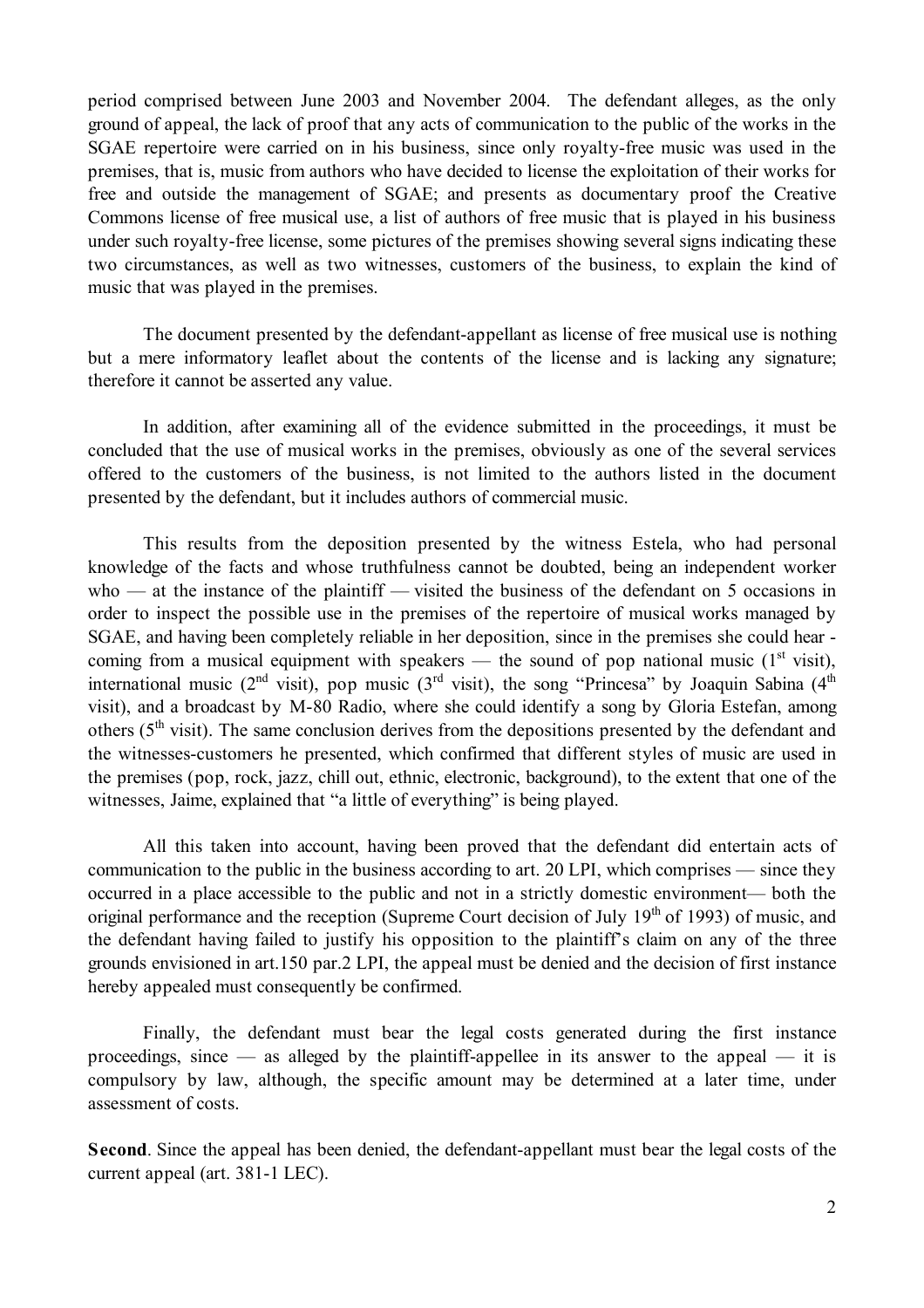period comprised between June 2003 and November 2004. The defendant alleges, as the only ground of appeal, the lack of proof that any acts of communication to the public of the works in the SGAE repertoire were carried on in his business, since only royalty-free music was used in the premises, that is, music from authors who have decided to license the exploitation of their works for free and outside the management of SGAE; and presents as documentary proof the Creative Commons license of free musical use, a list of authors of free music that is played in his business under such royalty-free license, some pictures of the premises showing several signs indicating these two circumstances, as well as two witnesses, customers of the business, to explain the kind of music that was played in the premises.

The document presented by the defendant-appellant as license of free musical use is nothing but a mere informatory leaflet about the contents of the license and is lacking any signature; therefore it cannot be asserted any value.

In addition, after examining all of the evidence submitted in the proceedings, it must be concluded that the use of musical works in the premises, obviously as one of the several services offered to the customers of the business, is not limited to the authors listed in the document presented by the defendant, but it includes authors of commercial music.

This results from the deposition presented by the witness Estela, who had personal knowledge of the facts and whose truthfulness cannot be doubted, being an independent worker who — at the instance of the plaintiff — visited the business of the defendant on 5 occasions in order to inspect the possible use in the premises of the repertoire of musical works managed by SGAE, and having been completely reliable in her deposition, since in the premises she could hear - coming from a musical equipment with speakers — the sound of pop national music (1st visit), international music (2nd visit), pop music (3rd visit), the song "Princesa" by Joaquin Sabina (4th visit), and a broadcast by M-80 Radio, where she could identify a song by Gloria Estefan, among others (5th visit). The same conclusion derives from the depositions presented by the defendant and the witnesses-customers he presented, which confirmed that different styles of music are used in the premises (pop, rock, jazz, chill out, ethnic, electronic, background), to the extent that one of the witnesses, Jaime, explained that "a little of everything" is being played.

All this taken into account, having been proved that the defendant did entertain acts of communication to the public in the business according to art. 20 LPI, which comprises — since they occurred in a place accessible to the public and not in a strictly domestic environment— both the original performance and the reception (Supreme Court decision of July 19th of 1993) of music, and the defendant having failed to justify his opposition to the plaintiff's claim on any of the three grounds envisioned in art.150 par.2 LPI, the appeal must be denied and the decision of first instance hereby appealed must consequently be confirmed.

Finally, the defendant must bear the legal costs generated during the first instance proceedings, since — as alleged by the plaintiff-appellee in its answer to the appeal — it is compulsory by law, although, the specific amount may be determined at a later time, under assessment of costs.

**Second**. Since the appeal has been denied, the defendant-appellant must bear the legal costs of the current appeal (art. 381-1 LEC).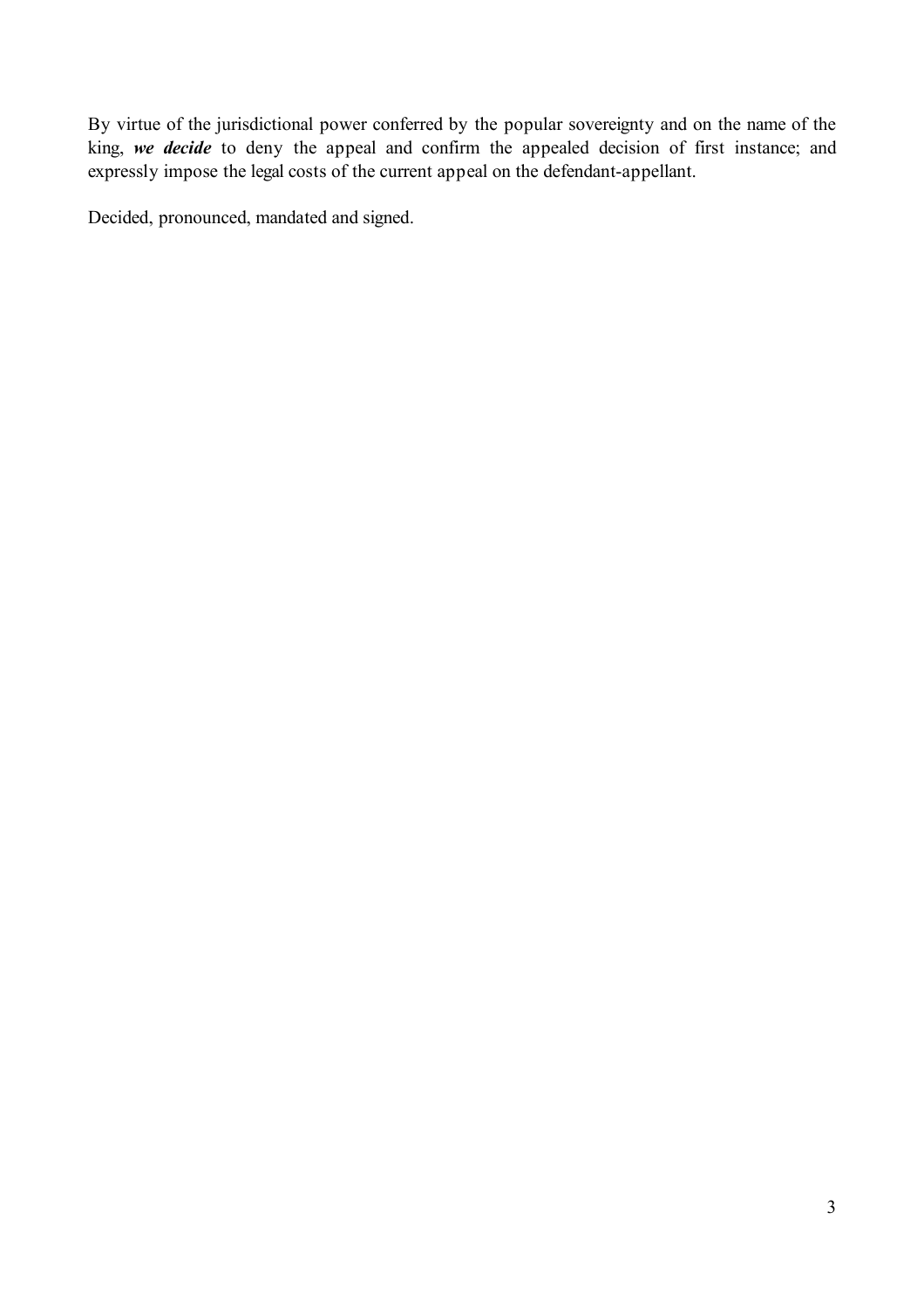By virtue of the jurisdictional power conferred by the popular sovereignty and on the name of the king, ***we decide*** to deny the appeal and confirm the appealed decision of first instance; and expressly impose the legal costs of the current appeal on the defendant-appellant.

Decided, pronounced, mandated and signed.